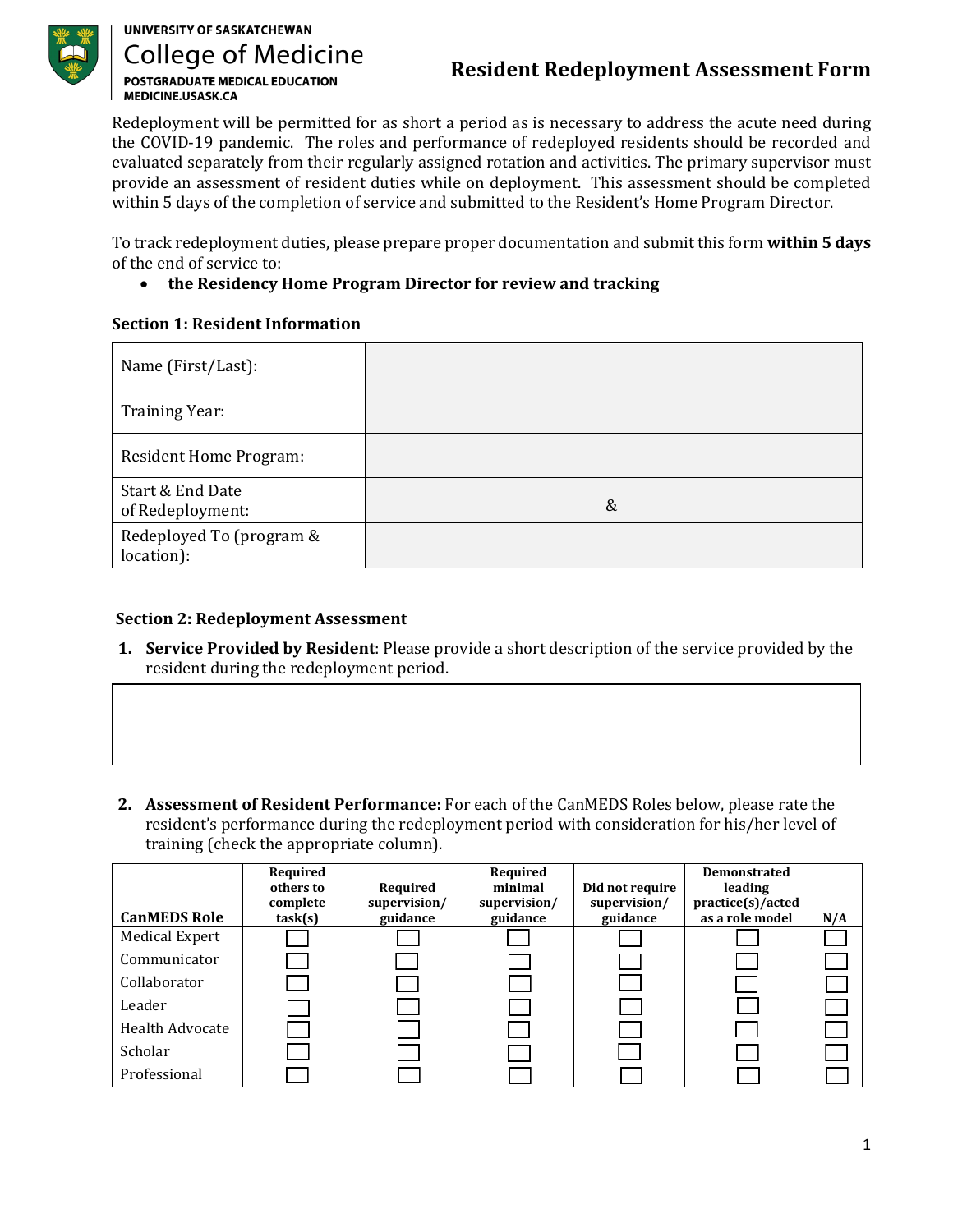UNIVERSITY OF SASKATCHEWAN
College of Medicine
POSTGRADUATE MEDICAL EDUCATION
MEDICINE.USASK.CA

# Resident Redeployment Assessment Form

Redeployment will be permitted for as short a period as is necessary to address the acute need during the COVID-19 pandemic. The roles and performance of redeployed residents should be recorded and evaluated separately from their regularly assigned rotation and activities. The primary supervisor must provide an assessment of resident duties while on deployment. This assessment should be completed within 5 days of the completion of service and submitted to the Resident's Home Program Director.

To track redeployment duties, please prepare proper documentation and submit this form **within 5 days** of the end of service to:

- **the Residency Home Program Director for review and tracking**

### Section 1: Resident Information

| | |
|---|---|
| Name (First/Last): | |
| Training Year: | |
| Resident Home Program: | |
| Start & End Date of Redeployment: | & |
| Redeployed To (program & location): | |

### Section 2: Redeployment Assessment

1. **Service Provided by Resident**: Please provide a short description of the service provided by the resident during the redeployment period.

| |
|---|
| |

2. **Assessment of Resident Performance:** For each of the CanMEDS Roles below, please rate the resident's performance during the redeployment period with consideration for his/her level of training (check the appropriate column).

| CanMEDS Role | Required others to complete task(s) | Required supervision/ guidance | Required minimal supervision/ guidance | Did not require supervision/ guidance | Demonstrated leading practice(s)/acted as a role model | N/A |
|---|---|---|---|---|---|---|
| Medical Expert | ☐ | ☐ | ☐ | ☐ | ☐ | ☐ |
| Communicator | ☐ | ☐ | ☐ | ☐ | ☐ | ☐ |
| Collaborator | ☐ | ☐ | ☐ | ☐ | ☐ | ☐ |
| Leader | ☐ | ☐ | ☐ | ☐ | ☐ | ☐ |
| Health Advocate | ☐ | ☐ | ☐ | ☐ | ☐ | ☐ |
| Scholar | ☐ | ☐ | ☐ | ☐ | ☐ | ☐ |
| Professional | ☐ | ☐ | ☐ | ☐ | ☐ | ☐ |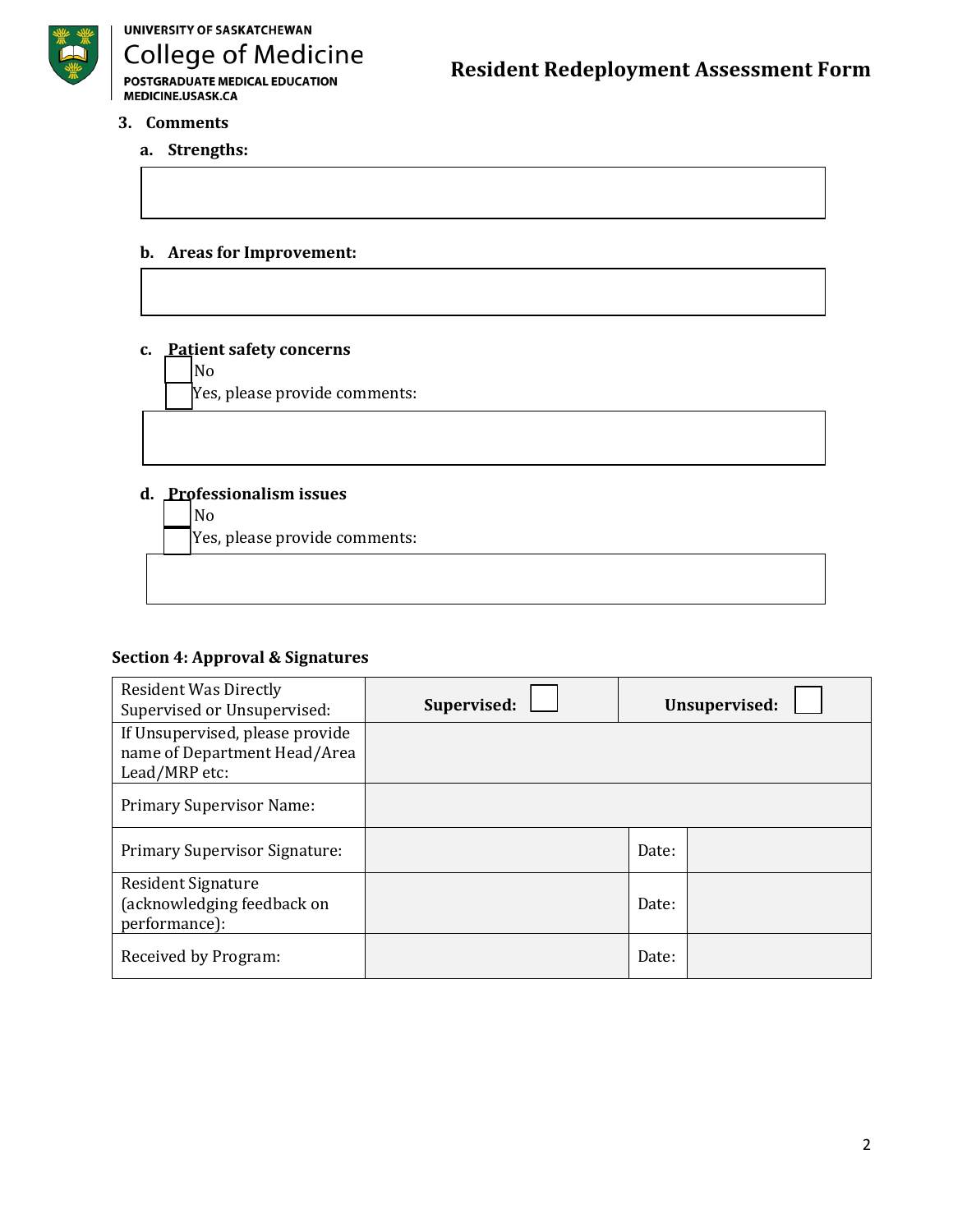**3. Comments**

**a. Strengths:**

**b. Areas for Improvement:**

**c. Patient safety concerns**

☐ No

☐ Yes, please provide comments:

**d. Professionalism issues**

☐ No

☐ Yes, please provide comments:

**Section 4: Approval & Signatures**

| | | | |
|---|---|---|---|
| Resident Was Directly Supervised or Unsupervised: | **Supervised:** ☐ | **Unsupervised:** ☐ | |
| If Unsupervised, please provide name of Department Head/Area Lead/MRP etc: | | | |
| Primary Supervisor Name: | | | |
| Primary Supervisor Signature: | | Date: | |
| Resident Signature (acknowledging feedback on performance): | | Date: | |
| Received by Program: | | Date: | |